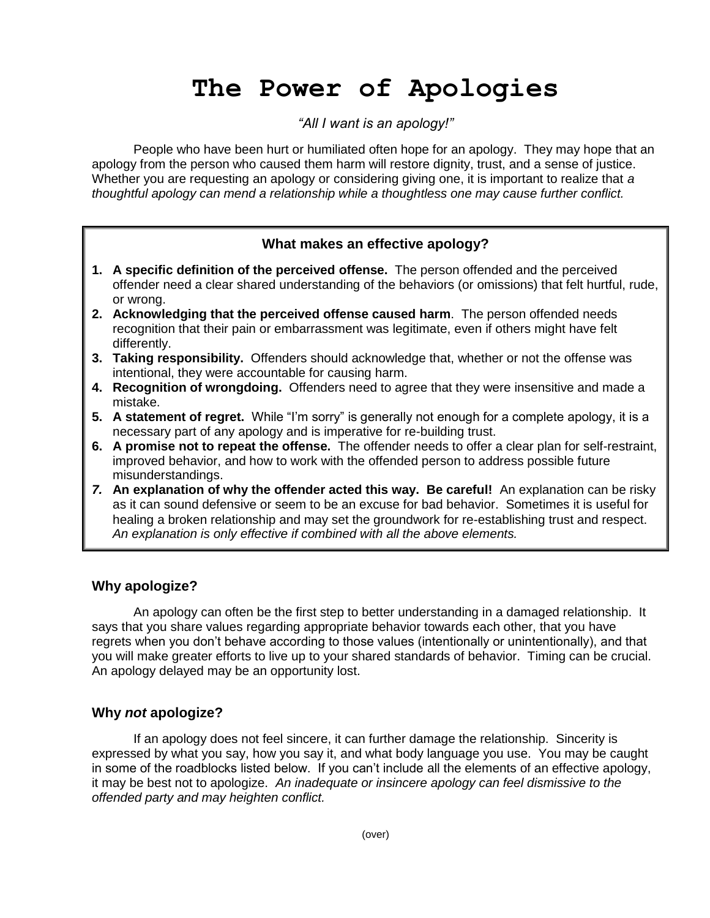# The Power of Apologies

*"All I want is an apology!"*

People who have been hurt or humiliated often hope for an apology. They may hope that an apology from the person who caused them harm will restore dignity, trust, and a sense of justice. Whether you are requesting an apology or considering giving one, it is important to realize that *a thoughtful apology can mend a relationship while a thoughtless one may cause further conflict.*

### What makes an effective apology?

1. **A specific definition of the perceived offense.** The person offended and the perceived offender need a clear shared understanding of the behaviors (or omissions) that felt hurtful, rude, or wrong.
2. **Acknowledging that the perceived offense caused harm**. The person offended needs recognition that their pain or embarrassment was legitimate, even if others might have felt differently.
3. **Taking responsibility.** Offenders should acknowledge that, whether or not the offense was intentional, they were accountable for causing harm.
4. **Recognition of wrongdoing.** Offenders need to agree that they were insensitive and made a mistake.
5. **A statement of regret.** While "I'm sorry" is generally not enough for a complete apology, it is a necessary part of any apology and is imperative for re-building trust.
6. **A promise not to repeat the offense.** The offender needs to offer a clear plan for self-restraint, improved behavior, and how to work with the offended person to address possible future misunderstandings.
7. **An explanation of why the offender acted this way. Be careful!** An explanation can be risky as it can sound defensive or seem to be an excuse for bad behavior. Sometimes it is useful for healing a broken relationship and may set the groundwork for re-establishing trust and respect. *An explanation is only effective if combined with all the above elements.*

## Why apologize?

An apology can often be the first step to better understanding in a damaged relationship. It says that you share values regarding appropriate behavior towards each other, that you have regrets when you don't behave according to those values (intentionally or unintentionally), and that you will make greater efforts to live up to your shared standards of behavior. Timing can be crucial. An apology delayed may be an opportunity lost.

## Why *not* apologize?

If an apology does not feel sincere, it can further damage the relationship. Sincerity is expressed by what you say, how you say it, and what body language you use. You may be caught in some of the roadblocks listed below. If you can't include all the elements of an effective apology, it may be best not to apologize. *An inadequate or insincere apology can feel dismissive to the offended party and may heighten conflict.*

(over)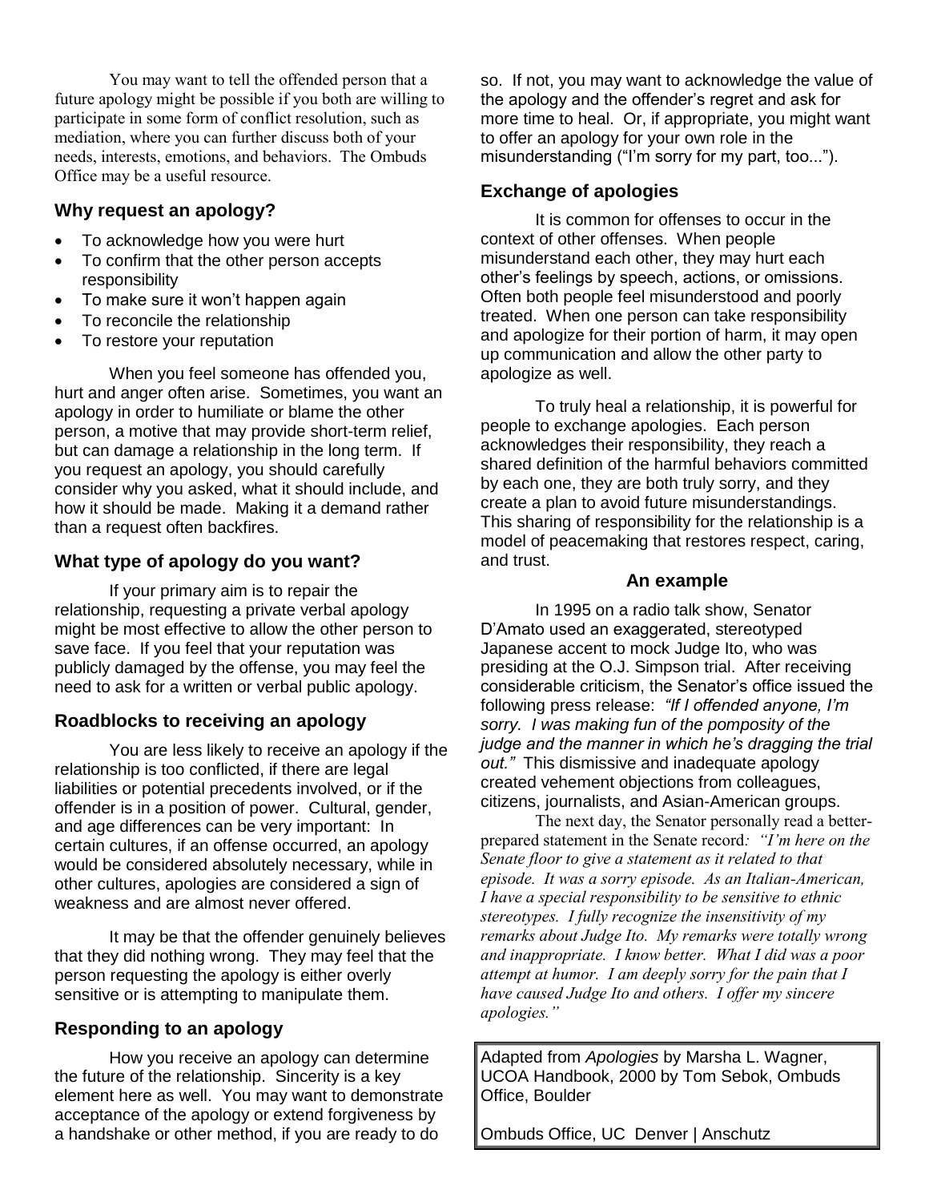You may want to tell the offended person that a future apology might be possible if you both are willing to participate in some form of conflict resolution, such as mediation, where you can further discuss both of your needs, interests, emotions, and behaviors. The Ombuds Office may be a useful resource.

## Why request an apology?

- To acknowledge how you were hurt
- To confirm that the other person accepts responsibility
- To make sure it won't happen again
- To reconcile the relationship
- To restore your reputation

When you feel someone has offended you, hurt and anger often arise. Sometimes, you want an apology in order to humiliate or blame the other person, a motive that may provide short-term relief, but can damage a relationship in the long term. If you request an apology, you should carefully consider why you asked, what it should include, and how it should be made. Making it a demand rather than a request often backfires.

## What type of apology do you want?

If your primary aim is to repair the relationship, requesting a private verbal apology might be most effective to allow the other person to save face. If you feel that your reputation was publicly damaged by the offense, you may feel the need to ask for a written or verbal public apology.

## Roadblocks to receiving an apology

You are less likely to receive an apology if the relationship is too conflicted, if there are legal liabilities or potential precedents involved, or if the offender is in a position of power. Cultural, gender, and age differences can be very important: In certain cultures, if an offense occurred, an apology would be considered absolutely necessary, while in other cultures, apologies are considered a sign of weakness and are almost never offered.

It may be that the offender genuinely believes that they did nothing wrong. They may feel that the person requesting the apology is either overly sensitive or is attempting to manipulate them.

## Responding to an apology

How you receive an apology can determine the future of the relationship. Sincerity is a key element here as well. You may want to demonstrate acceptance of the apology or extend forgiveness by a handshake or other method, if you are ready to do so. If not, you may want to acknowledge the value of the apology and the offender's regret and ask for more time to heal. Or, if appropriate, you might want to offer an apology for your own role in the misunderstanding ("I'm sorry for my part, too...").

## Exchange of apologies

It is common for offenses to occur in the context of other offenses. When people misunderstand each other, they may hurt each other's feelings by speech, actions, or omissions. Often both people feel misunderstood and poorly treated. When one person can take responsibility and apologize for their portion of harm, it may open up communication and allow the other party to apologize as well.

To truly heal a relationship, it is powerful for people to exchange apologies. Each person acknowledges their responsibility, they reach a shared definition of the harmful behaviors committed by each one, they are both truly sorry, and they create a plan to avoid future misunderstandings. This sharing of responsibility for the relationship is a model of peacemaking that restores respect, caring, and trust.

### An example

In 1995 on a radio talk show, Senator D'Amato used an exaggerated, stereotyped Japanese accent to mock Judge Ito, who was presiding at the O.J. Simpson trial. After receiving considerable criticism, the Senator's office issued the following press release: *"If I offended anyone, I'm sorry. I was making fun of the pomposity of the judge and the manner in which he's dragging the trial out."* This dismissive and inadequate apology created vehement objections from colleagues, citizens, journalists, and Asian-American groups.

The next day, the Senator personally read a better-prepared statement in the Senate record*: "I'm here on the Senate floor to give a statement as it related to that episode. It was a sorry episode. As an Italian-American, I have a special responsibility to be sensitive to ethnic stereotypes. I fully recognize the insensitivity of my remarks about Judge Ito. My remarks were totally wrong and inappropriate. I know better. What I did was a poor attempt at humor. I am deeply sorry for the pain that I have caused Judge Ito and others. I offer my sincere apologies."*

Adapted from *Apologies* by Marsha L. Wagner, UCOA Handbook, 2000 by Tom Sebok, Ombuds Office, Boulder

Ombuds Office, UC Denver | Anschutz